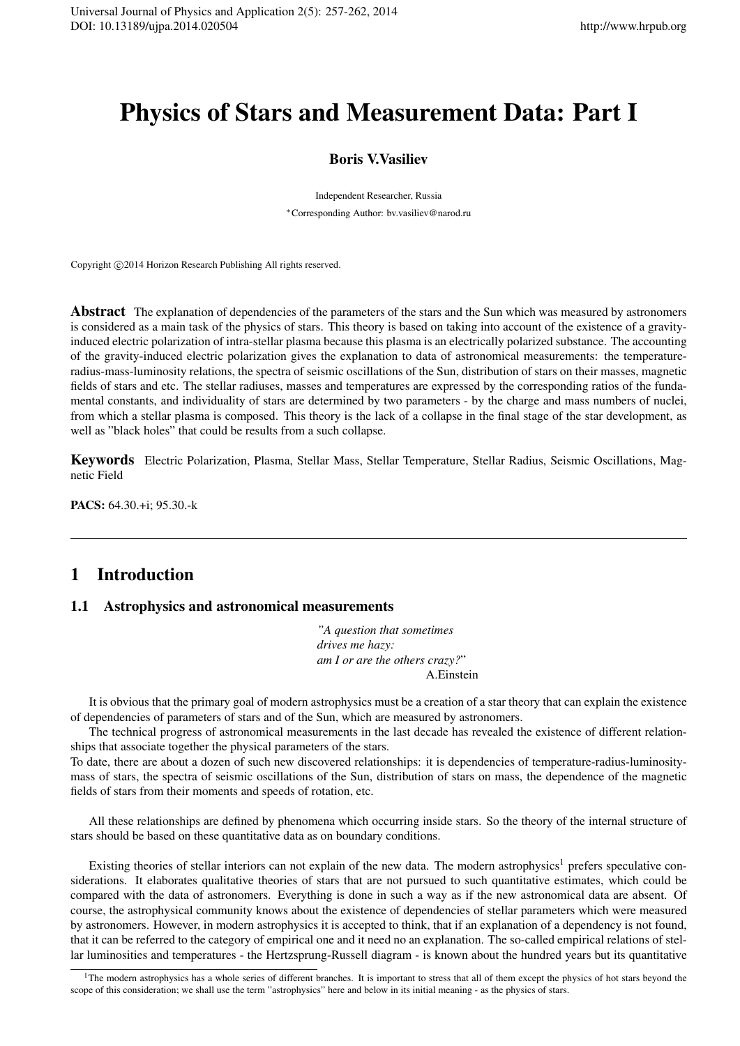# Physics of Stars and Measurement Data: Part I

**Boris V.Vasiliev**

Independent Researcher, Russia

*Corresponding Author: bv.vasiliev@narod.ru

Copyright ©2014 Horizon Research Publishing All rights reserved.

**Abstract** The explanation of dependencies of the parameters of the stars and the Sun which was measured by astronomers is considered as a main task of the physics of stars. This theory is based on taking into account of the existence of a gravity-induced electric polarization of intra-stellar plasma because this plasma is an electrically polarized substance. The accounting of the gravity-induced electric polarization gives the explanation to data of astronomical measurements: the temperature-radius-mass-luminosity relations, the spectra of seismic oscillations of the Sun, distribution of stars on their masses, magnetic fields of stars and etc. The stellar radiuses, masses and temperatures are expressed by the corresponding ratios of the fundamental constants, and individuality of stars are determined by two parameters - by the charge and mass numbers of nuclei, from which a stellar plasma is composed. This theory is the lack of a collapse in the final stage of the star development, as well as "black holes" that could be results from a such collapse.

**Keywords** Electric Polarization, Plasma, Stellar Mass, Stellar Temperature, Stellar Radius, Seismic Oscillations, Magnetic Field

**PACS:** 64.30.+i; 95.30.-k

---

## 1 Introduction

### 1.1 Astrophysics and astronomical measurements

*"A question that sometimes*
*drives me hazy:*
*am I or are the others crazy?"*
A.Einstein

It is obvious that the primary goal of modern astrophysics must be a creation of a star theory that can explain the existence of dependencies of parameters of stars and of the Sun, which are measured by astronomers.

The technical progress of astronomical measurements in the last decade has revealed the existence of different relationships that associate together the physical parameters of the stars.
To date, there are about a dozen of such new discovered relationships: it is dependencies of temperature-radius-luminosity-mass of stars, the spectra of seismic oscillations of the Sun, distribution of stars on mass, the dependence of the magnetic fields of stars from their moments and speeds of rotation, etc.

All these relationships are defined by phenomena which occurring inside stars. So the theory of the internal structure of stars should be based on these quantitative data as on boundary conditions.

Existing theories of stellar interiors can not explain of the new data. The modern astrophysics[1] prefers speculative considerations. It elaborates qualitative theories of stars that are not pursued to such quantitative estimates, which could be compared with the data of astronomers. Everything is done in such a way as if the new astronomical data are absent. Of course, the astrophysical community knows about the existence of dependencies of stellar parameters which were measured by astronomers. However, in modern astrophysics it is accepted to think, that if an explanation of a dependency is not found, that it can be referred to the category of empirical one and it need no an explanation. The so-called empirical relations of stellar luminosities and temperatures - the Hertzsprung-Russell diagram - is known about the hundred years but its quantitative

[1] The modern astrophysics has a whole series of different branches. It is important to stress that all of them except the physics of hot stars beyond the scope of this consideration; we shall use the term "astrophysics" here and below in its initial meaning - as the physics of stars.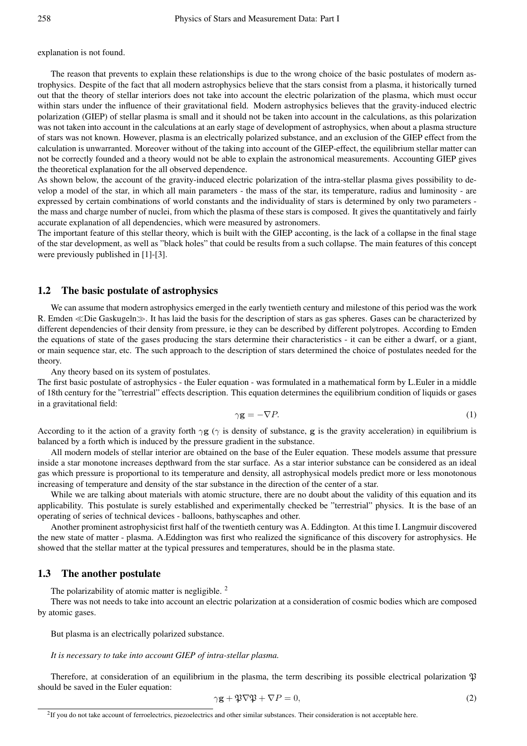explanation is not found.

The reason that prevents to explain these relationships is due to the wrong choice of the basic postulates of modern astrophysics. Despite of the fact that all modern astrophysics believe that the stars consist from a plasma, it historically turned out that the theory of stellar interiors does not take into account the electric polarization of the plasma, which must occur within stars under the influence of their gravitational field. Modern astrophysics believes that the gravity-induced electric polarization (GIEP) of stellar plasma is small and it should not be taken into account in the calculations, as this polarization was not taken into account in the calculations at an early stage of development of astrophysics, when about a plasma structure of stars was not known. However, plasma is an electrically polarized substance, and an exclusion of the GIEP effect from the calculation is unwarranted. Moreover without of the taking into account of the GIEP-effect, the equilibrium stellar matter can not be correctly founded and a theory would not be able to explain the astronomical measurements. Accounting GIEP gives the theoretical explanation for the all observed dependence.

As shown below, the account of the gravity-induced electric polarization of the intra-stellar plasma gives possibility to develop a model of the star, in which all main parameters - the mass of the star, its temperature, radius and luminosity - are expressed by certain combinations of world constants and the individuality of stars is determined by only two parameters - the mass and charge number of nuclei, from which the plasma of these stars is composed. It gives the quantitatively and fairly accurate explanation of all dependencies, which were measured by astronomers.

The important feature of this stellar theory, which is built with the GIEP acconting, is the lack of a collapse in the final stage of the star development, as well as "black holes" that could be results from a such collapse. The main features of this concept were previously published in [1]-[3].

### 1.2 The basic postulate of astrophysics

We can assume that modern astrophysics emerged in the early twentieth century and milestone of this period was the work R. Emden ≪Die Gaskugeln≫. It has laid the basis for the description of stars as gas spheres. Gases can be characterized by different dependencies of their density from pressure, ie they can be described by different polytropes. According to Emden the equations of state of the gases producing the stars determine their characteristics - it can be either a dwarf, or a giant, or main sequence star, etc. The such approach to the description of stars determined the choice of postulates needed for the theory.

Any theory based on its system of postulates.

The first basic postulate of astrophysics - the Euler equation - was formulated in a mathematical form by L.Euler in a middle of 18th century for the "terrestrial" effects description. This equation determines the equilibrium condition of liquids or gases in a gravitational field:

$$\gamma \mathbf{g} = -\nabla P. \tag{1}$$

According to it the action of a gravity forth $\gamma \mathbf{g}$ ($\gamma$ is density of substance, $\mathbf{g}$ is the gravity acceleration) in equilibrium is balanced by a forth which is induced by the pressure gradient in the substance.

All modern models of stellar interior are obtained on the base of the Euler equation. These models assume that pressure inside a star monotone increases depthward from the star surface. As a star interior substance can be considered as an ideal gas which pressure is proportional to its temperature and density, all astrophysical models predict more or less monotonous increasing of temperature and density of the star substance in the direction of the center of a star.

While we are talking about materials with atomic structure, there are no doubt about the validity of this equation and its applicability. This postulate is surely established and experimentally checked be "terrestrial" physics. It is the base of an operating of series of technical devices - balloons, bathyscaphes and other.

Another prominent astrophysicist first half of the twentieth century was A. Eddington. At this time I. Langmuir discovered the new state of matter - plasma. A.Eddington was first who realized the significance of this discovery for astrophysics. He showed that the stellar matter at the typical pressures and temperatures, should be in the plasma state.

### 1.3 The another postulate

The polarizability of atomic matter is negligible. [2]

There was not needs to take into account an electric polarization at a consideration of cosmic bodies which are composed by atomic gases.

But plasma is an electrically polarized substance.

*It is necessary to take into account GIEP of intra-stellar plasma.*

Therefore, at consideration of an equilibrium in the plasma, the term describing its possible electrical polarization $\mathfrak{P}$ should be saved in the Euler equation:

$$\gamma \mathbf{g} + \mathfrak{P} \nabla \mathfrak{P} + \nabla P = 0, \tag{2}$$

[2] If you do not take account of ferroelectrics, piezoelectrics and other similar substances. Their consideration is not acceptable here.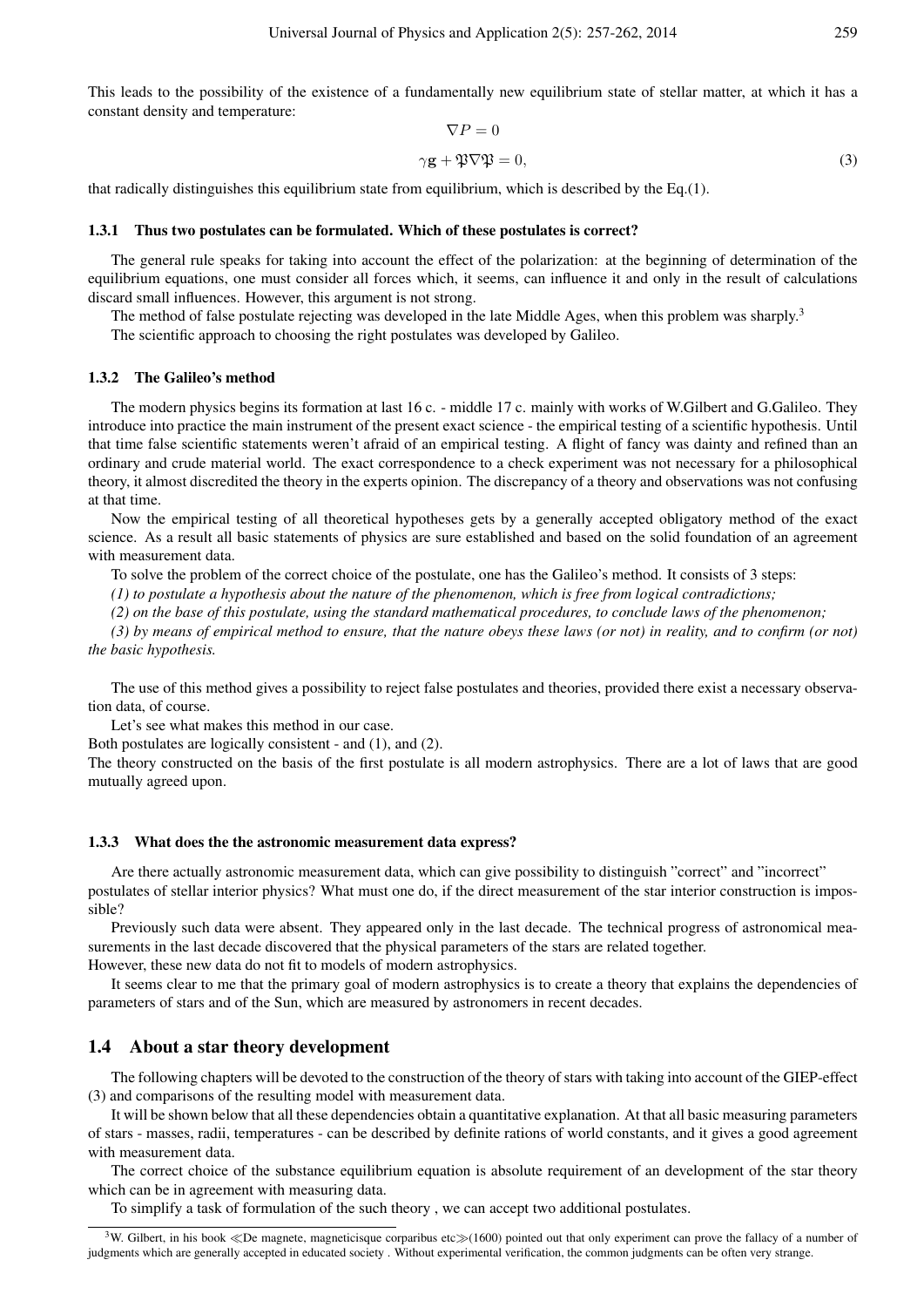This leads to the possibility of the existence of a fundamentally new equilibrium state of stellar matter, at which it has a constant density and temperature:

$$\nabla P = 0$$

$$\gamma \mathbf{g} + \mathfrak{P} \nabla \mathfrak{P} = 0, \tag{3}$$

that radically distinguishes this equilibrium state from equilibrium, which is described by the Eq.(1).

### 1.3.1 Thus two postulates can be formulated. Which of these postulates is correct?

The general rule speaks for taking into account the effect of the polarization: at the beginning of determination of the equilibrium equations, one must consider all forces which, it seems, can influence it and only in the result of calculations discard small influences. However, this argument is not strong.

The method of false postulate rejecting was developed in the late Middle Ages, when this problem was sharply.[3]

The scientific approach to choosing the right postulates was developed by Galileo.

### 1.3.2 The Galileo's method

The modern physics begins its formation at last 16 c. - middle 17 c. mainly with works of W.Gilbert and G.Galileo. They introduce into practice the main instrument of the present exact science - the empirical testing of a scientific hypothesis. Until that time false scientific statements weren't afraid of an empirical testing. A flight of fancy was dainty and refined than an ordinary and crude material world. The exact correspondence to a check experiment was not necessary for a philosophical theory, it almost discredited the theory in the experts opinion. The discrepancy of a theory and observations was not confusing at that time.

Now the empirical testing of all theoretical hypotheses gets by a generally accepted obligatory method of the exact science. As a result all basic statements of physics are sure established and based on the solid foundation of an agreement with measurement data.

To solve the problem of the correct choice of the postulate, one has the Galileo's method. It consists of 3 steps:

*(1) to postulate a hypothesis about the nature of the phenomenon, which is free from logical contradictions;*

*(2) on the base of this postulate, using the standard mathematical procedures, to conclude laws of the phenomenon;*

*(3) by means of empirical method to ensure, that the nature obeys these laws (or not) in reality, and to confirm (or not) the basic hypothesis.*

The use of this method gives a possibility to reject false postulates and theories, provided there exist a necessary observation data, of course.

Let's see what makes this method in our case.

Both postulates are logically consistent - and (1), and (2).

The theory constructed on the basis of the first postulate is all modern astrophysics. There are a lot of laws that are good mutually agreed upon.

### 1.3.3 What does the the astronomic measurement data express?

Are there actually astronomic measurement data, which can give possibility to distinguish "correct" and "incorrect" postulates of stellar interior physics? What must one do, if the direct measurement of the star interior construction is impossible?

Previously such data were absent. They appeared only in the last decade. The technical progress of astronomical measurements in the last decade discovered that the physical parameters of the stars are related together.

However, these new data do not fit to models of modern astrophysics.

It seems clear to me that the primary goal of modern astrophysics is to create a theory that explains the dependencies of parameters of stars and of the Sun, which are measured by astronomers in recent decades.

## 1.4 About a star theory development

The following chapters will be devoted to the construction of the theory of stars with taking into account of the GIEP-effect (3) and comparisons of the resulting model with measurement data.

It will be shown below that all these dependencies obtain a quantitative explanation. At that all basic measuring parameters of stars - masses, radii, temperatures - can be described by definite rations of world constants, and it gives a good agreement with measurement data.

The correct choice of the substance equilibrium equation is absolute requirement of an development of the star theory which can be in agreement with measuring data.

To simplify a task of formulation of the such theory , we can accept two additional postulates.

---

[3] W. Gilbert, in his book ≪De magnete, magneticisque corparibus etc≫(1600) pointed out that only experiment can prove the fallacy of a number of judgments which are generally accepted in educated society . Without experimental verification, the common judgments can be often very strange.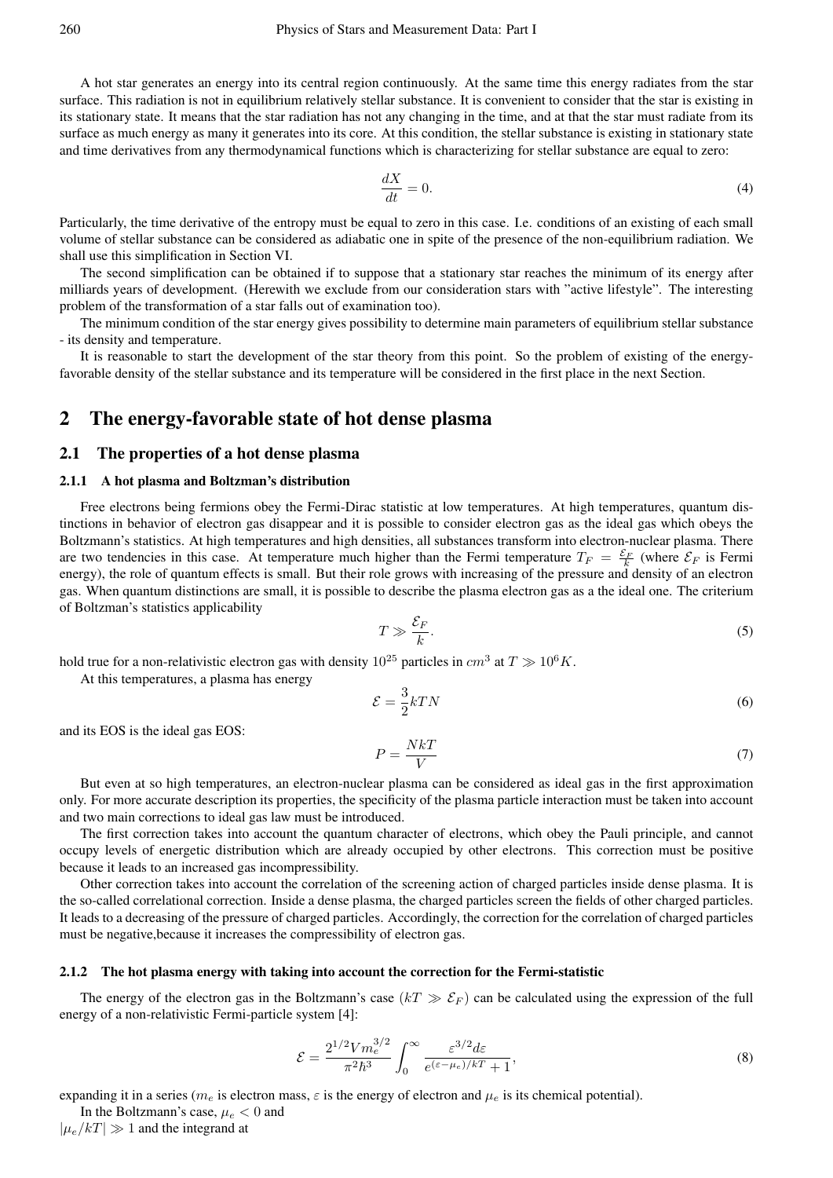A hot star generates an energy into its central region continuously. At the same time this energy radiates from the star surface. This radiation is not in equilibrium relatively stellar substance. It is convenient to consider that the star is existing in its stationary state. It means that the star radiation has not any changing in the time, and at that the star must radiate from its surface as much energy as many it generates into its core. At this condition, the stellar substance is existing in stationary state and time derivatives from any thermodynamical functions which is characterizing for stellar substance are equal to zero:

$$\frac{dX}{dt} = 0. \tag{4}$$

Particularly, the time derivative of the entropy must be equal to zero in this case. I.e. conditions of an existing of each small volume of stellar substance can be considered as adiabatic one in spite of the presence of the non-equilibrium radiation. We shall use this simplification in Section VI.

The second simplification can be obtained if to suppose that a stationary star reaches the minimum of its energy after milliards years of development. (Herewith we exclude from our consideration stars with "active lifestyle". The interesting problem of the transformation of a star falls out of examination too).

The minimum condition of the star energy gives possibility to determine main parameters of equilibrium stellar substance - its density and temperature.

It is reasonable to start the development of the star theory from this point. So the problem of existing of the energy-favorable density of the stellar substance and its temperature will be considered in the first place in the next Section.

# 2 The energy-favorable state of hot dense plasma

## 2.1 The properties of a hot dense plasma

### 2.1.1 A hot plasma and Boltzman's distribution

Free electrons being fermions obey the Fermi-Dirac statistic at low temperatures. At high temperatures, quantum distinctions in behavior of electron gas disappear and it is possible to consider electron gas as the ideal gas which obeys the Boltzmann's statistics. At high temperatures and high densities, all substances transform into electron-nuclear plasma. There are two tendencies in this case. At temperature much higher than the Fermi temperature $T_F = \frac{\mathcal{E}_F}{k}$ (where $\mathcal{E}_F$ is Fermi energy), the role of quantum effects is small. But their role grows with increasing of the pressure and density of an electron gas. When quantum distinctions are small, it is possible to describe the plasma electron gas as a the ideal one. The criterium of Boltzman's statistics applicability

$$T \gg \frac{\mathcal{E}_F}{k}. \tag{5}$$

hold true for a non-relativistic electron gas with density $10^{25}$ particles in $cm^3$ at $T \gg 10^6 K$.

At this temperatures, a plasma has energy

$$\mathcal{E} = \frac{3}{2}kTN \tag{6}$$

and its EOS is the ideal gas EOS:

$$P = \frac{NkT}{V} \tag{7}$$

But even at so high temperatures, an electron-nuclear plasma can be considered as ideal gas in the first approximation only. For more accurate description its properties, the specificity of the plasma particle interaction must be taken into account and two main corrections to ideal gas law must be introduced.

The first correction takes into account the quantum character of electrons, which obey the Pauli principle, and cannot occupy levels of energetic distribution which are already occupied by other electrons. This correction must be positive because it leads to an increased gas incompressibility.

Other correction takes into account the correlation of the screening action of charged particles inside dense plasma. It is the so-called correlational correction. Inside a dense plasma, the charged particles screen the fields of other charged particles. It leads to a decreasing of the pressure of charged particles. Accordingly, the correction for the correlation of charged particles must be negative,because it increases the compressibility of electron gas.

### 2.1.2 The hot plasma energy with taking into account the correction for the Fermi-statistic

The energy of the electron gas in the Boltzmann's case $(kT \gg \mathcal{E}_F)$ can be calculated using the expression of the full energy of a non-relativistic Fermi-particle system [4]:

$$\mathcal{E} = \frac{2^{1/2} V m_e^{3/2}}{\pi^2 \hbar^3} \int_0^\infty \frac{\varepsilon^{3/2} d\varepsilon}{e^{(\varepsilon - \mu_e)/kT} + 1}, \tag{8}$$

expanding it in a series ($m_e$ is electron mass, $\varepsilon$ is the energy of electron and $\mu_e$ is its chemical potential).

In the Boltzmann's case, $\mu_e < 0$ and $|\mu_e/kT| \gg 1$ and the integrand at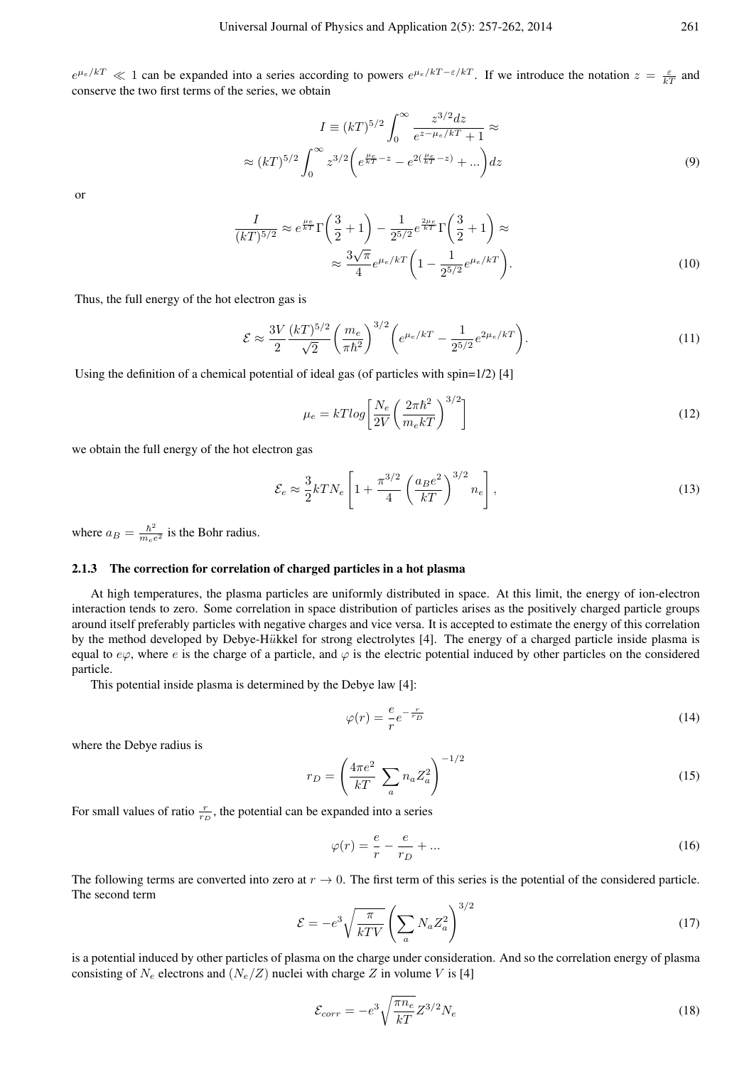$e^{\mu_e/kT} \ll 1$ can be expanded into a series according to powers $e^{\mu_e/kT - \varepsilon/kT}$. If we introduce the notation $z = \frac{\varepsilon}{kT}$ and conserve the two first terms of the series, we obtain

$$I \equiv (kT)^{5/2} \int_0^\infty \frac{z^{3/2} dz}{e^{z-\mu_e/kT} + 1} \approx$$
$$\approx (kT)^{5/2} \int_0^\infty z^{3/2} \bigg( e^{\frac{\mu_e}{kT} - z} - e^{2(\frac{\mu_e}{kT} - z)} + ... \bigg) dz \tag{9}$$

or

$$\frac{I}{(kT)^{5/2}} \approx e^{\frac{\mu_e}{kT}} \Gamma\bigg(\frac{3}{2}+1\bigg) - \frac{1}{2^{5/2}} e^{\frac{2\mu_e}{kT}} \Gamma\bigg(\frac{3}{2}+1\bigg) \approx$$
$$\approx \frac{3\sqrt{\pi}}{4} e^{\mu_e/kT} \bigg( 1 - \frac{1}{2^{5/2}} e^{\mu_e/kT} \bigg). \tag{10}$$

Thus, the full energy of the hot electron gas is

$$\mathcal{E} \approx \frac{3V}{2} \frac{(kT)^{5/2}}{\sqrt{2}} \bigg( \frac{m_e}{\pi \hbar^2} \bigg)^{3/2} \bigg( e^{\mu_e/kT} - \frac{1}{2^{5/2}} e^{2\mu_e/kT} \bigg). \tag{11}$$

Using the definition of a chemical potential of ideal gas (of particles with spin=1/2) [4]

$$\mu_e = kT log \bigg[ \frac{N_e}{2V} \bigg( \frac{2\pi\hbar^2}{m_e kT} \bigg)^{3/2} \bigg] \tag{12}$$

we obtain the full energy of the hot electron gas

$$\mathcal{E}_e \approx \frac{3}{2} kT N_e \left[ 1 + \frac{\pi^{3/2}}{4} \left( \frac{a_B e^2}{kT} \right)^{3/2} n_e \right], \tag{13}$$

where $a_B = \frac{\hbar^2}{m_e e^2}$ is the Bohr radius.

### 2.1.3 The correction for correlation of charged particles in a hot plasma

At high temperatures, the plasma particles are uniformly distributed in space. At this limit, the energy of ion-electron interaction tends to zero. Some correlation in space distribution of particles arises as the positively charged particle groups around itself preferably particles with negative charges and vice versa. It is accepted to estimate the energy of this correlation by the method developed by Debye-Hükkel for strong electrolytes [4]. The energy of a charged particle inside plasma is equal to $e\varphi$, where $e$ is the charge of a particle, and $\varphi$ is the electric potential induced by other particles on the considered particle.

This potential inside plasma is determined by the Debye law [4]:

$$\varphi(r) = \frac{e}{r} e^{-\frac{r}{r_D}} \tag{14}$$

where the Debye radius is

$$r_D = \left( \frac{4\pi e^2}{kT} \sum_a n_a Z_a^2 \right)^{-1/2} \tag{15}$$

For small values of ratio $\frac{r}{r_D}$, the potential can be expanded into a series

$$\varphi(r) = \frac{e}{r} - \frac{e}{r_D} + ... \tag{16}$$

The following terms are converted into zero at $r \to 0$. The first term of this series is the potential of the considered particle. The second term

$$\mathcal{E} = -e^3 \sqrt{\frac{\pi}{kTV}} \left( \sum_a N_a Z_a^2 \right)^{3/2} \tag{17}$$

is a potential induced by other particles of plasma on the charge under consideration. And so the correlation energy of plasma consisting of $N_e$ electrons and $(N_e/Z)$ nuclei with charge $Z$ in volume $V$ is [4]

$$\mathcal{E}_{corr} = -e^3 \sqrt{\frac{\pi n_e}{kT}} Z^{3/2} N_e \tag{18}$$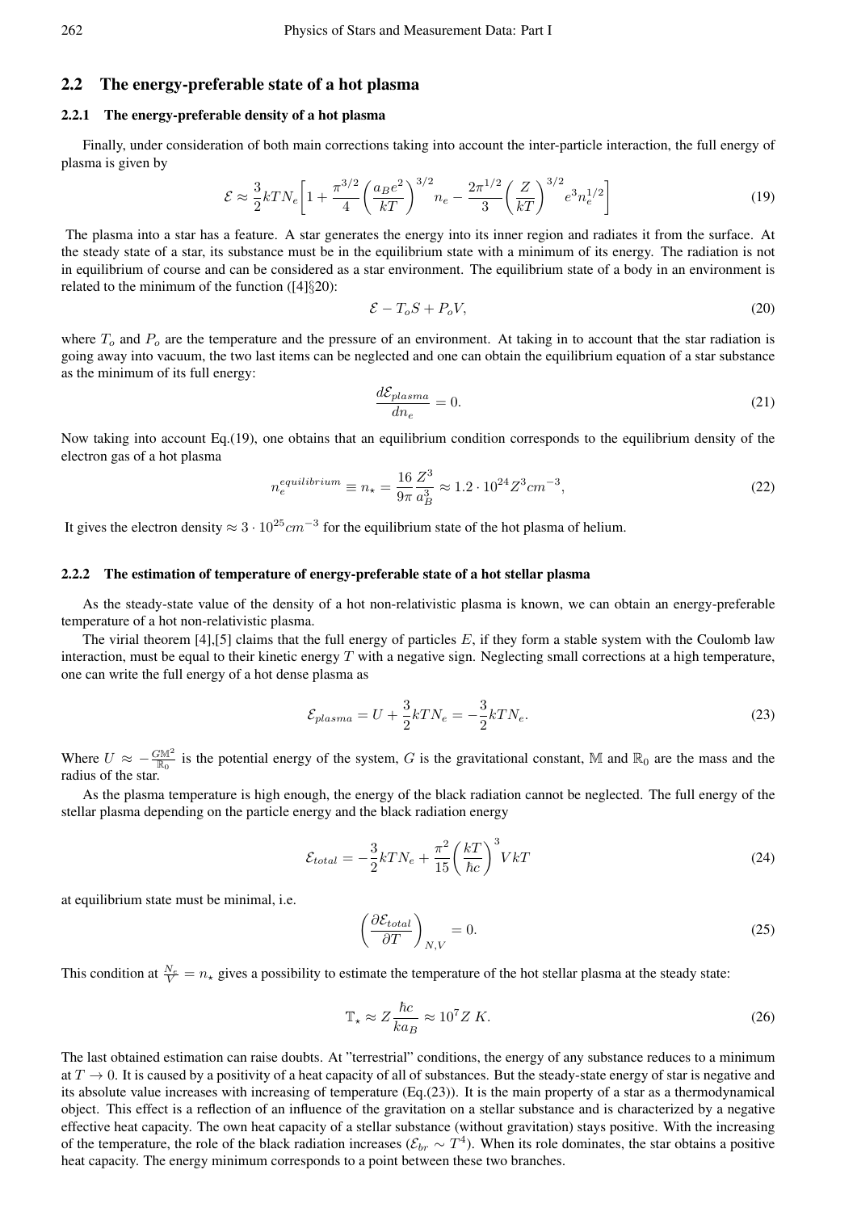## 2.2 The energy-preferable state of a hot plasma

### 2.2.1 The energy-preferable density of a hot plasma

Finally, under consideration of both main corrections taking into account the inter-particle interaction, the full energy of plasma is given by

$$\mathcal{E} \approx \frac{3}{2}kTN_e\left[1 + \frac{\pi^{3/2}}{4}\left(\frac{a_B e^2}{kT}\right)^{3/2} n_e - \frac{2\pi^{1/2}}{3}\left(\frac{Z}{kT}\right)^{3/2} e^3 n_e^{1/2}\right] \tag{19}$$

The plasma into a star has a feature. A star generates the energy into its inner region and radiates it from the surface. At the steady state of a star, its substance must be in the equilibrium state with a minimum of its energy. The radiation is not in equilibrium of course and can be considered as a star environment. The equilibrium state of a body in an environment is related to the minimum of the function ([4]§20):

$$\mathcal{E} - T_o S + P_o V, \tag{20}$$

where $T_o$ and $P_o$ are the temperature and the pressure of an environment. At taking in to account that the star radiation is going away into vacuum, the two last items can be neglected and one can obtain the equilibrium equation of a star substance as the minimum of its full energy:

$$\frac{d\mathcal{E}_{plasma}}{dn_e} = 0. \tag{21}$$

Now taking into account Eq.(19), one obtains that an equilibrium condition corresponds to the equilibrium density of the electron gas of a hot plasma

$$n_e^{equilibrium} \equiv n_\star = \frac{16}{9\pi}\frac{Z^3}{a_B^3} \approx 1.2 \cdot 10^{24} Z^3 cm^{-3}, \tag{22}$$

It gives the electron density $\approx 3 \cdot 10^{25} cm^{-3}$ for the equilibrium state of the hot plasma of helium.

### 2.2.2 The estimation of temperature of energy-preferable state of a hot stellar plasma

As the steady-state value of the density of a hot non-relativistic plasma is known, we can obtain an energy-preferable temperature of a hot non-relativistic plasma.

The virial theorem [4],[5] claims that the full energy of particles $E$, if they form a stable system with the Coulomb law interaction, must be equal to their kinetic energy $T$ with a negative sign. Neglecting small corrections at a high temperature, one can write the full energy of a hot dense plasma as

$$\mathcal{E}_{plasma} = U + \frac{3}{2}kTN_e = -\frac{3}{2}kTN_e. \tag{23}$$

Where $U \approx -\frac{G\mathbb{M}^2}{\mathbb{R}_0}$ is the potential energy of the system, $G$ is the gravitational constant, $\mathbb{M}$ and $\mathbb{R}_0$ are the mass and the radius of the star.

As the plasma temperature is high enough, the energy of the black radiation cannot be neglected. The full energy of the stellar plasma depending on the particle energy and the black radiation energy

$$\mathcal{E}_{total} = -\frac{3}{2}kTN_e + \frac{\pi^2}{15}\left(\frac{kT}{\hbar c}\right)^3 VkT \tag{24}$$

at equilibrium state must be minimal, i.e.

$$\left(\frac{\partial \mathcal{E}_{total}}{\partial T}\right)_{N,V} = 0. \tag{25}$$

This condition at $\frac{N_e}{V} = n_\star$ gives a possibility to estimate the temperature of the hot stellar plasma at the steady state:

$$\mathbb{T}_\star \approx Z\frac{\hbar c}{ka_B} \approx 10^7 Z\ K. \tag{26}$$

The last obtained estimation can raise doubts. At "terrestrial" conditions, the energy of any substance reduces to a minimum at $T \to 0$. It is caused by a positivity of a heat capacity of all of substances. But the steady-state energy of star is negative and its absolute value increases with increasing of temperature (Eq.(23)). It is the main property of a star as a thermodynamical object. This effect is a reflection of an influence of the gravitation on a stellar substance and is characterized by a negative effective heat capacity. The own heat capacity of a stellar substance (without gravitation) stays positive. With the increasing of the temperature, the role of the black radiation increases ($\mathcal{E}_{br} \sim T^4$). When its role dominates, the star obtains a positive heat capacity. The energy minimum corresponds to a point between these two branches.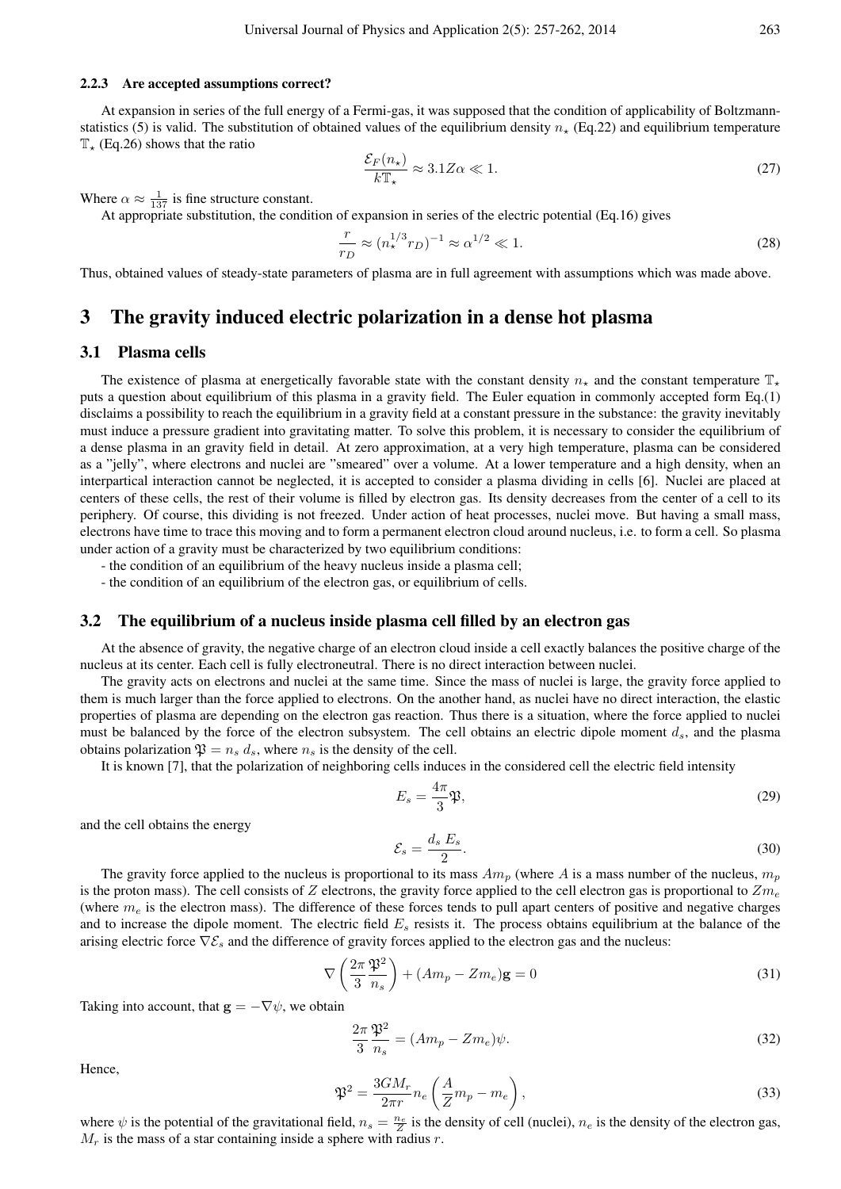#### 2.2.3 Are accepted assumptions correct?

At expansion in series of the full energy of a Fermi-gas, it was supposed that the condition of applicability of Boltzmann-statistics (5) is valid. The substitution of obtained values of the equilibrium density $n_\star$ (Eq.22) and equilibrium temperature $\mathbb{T}_\star$ (Eq.26) shows that the ratio

$$\frac{\mathcal{E}_F(n_\star)}{k\mathbb{T}_\star} \approx 3.1Z\alpha \ll 1. \tag{27}$$

Where $\alpha \approx \frac{1}{137}$ is fine structure constant.

At appropriate substitution, the condition of expansion in series of the electric potential (Eq.16) gives

$$\frac{r}{r_D} \approx (n_\star^{1/3} r_D)^{-1} \approx \alpha^{1/2} \ll 1. \tag{28}$$

Thus, obtained values of steady-state parameters of plasma are in full agreement with assumptions which was made above.

## 3 The gravity induced electric polarization in a dense hot plasma

### 3.1 Plasma cells

The existence of plasma at energetically favorable state with the constant density $n_\star$ and the constant temperature $\mathbb{T}_\star$ puts a question about equilibrium of this plasma in a gravity field. The Euler equation in commonly accepted form Eq.(1) disclaims a possibility to reach the equilibrium in a gravity field at a constant pressure in the substance: the gravity inevitably must induce a pressure gradient into gravitating matter. To solve this problem, it is necessary to consider the equilibrium of a dense plasma in an gravity field in detail. At zero approximation, at a very high temperature, plasma can be considered as a "jelly", where electrons and nuclei are "smeared" over a volume. At a lower temperature and a high density, when an interpartical interaction cannot be neglected, it is accepted to consider a plasma dividing in cells [6]. Nuclei are placed at centers of these cells, the rest of their volume is filled by electron gas. Its density decreases from the center of a cell to its periphery. Of course, this dividing is not freezed. Under action of heat processes, nuclei move. But having a small mass, electrons have time to trace this moving and to form a permanent electron cloud around nucleus, i.e. to form a cell. So plasma under action of a gravity must be characterized by two equilibrium conditions:

- the condition of an equilibrium of the heavy nucleus inside a plasma cell;
- the condition of an equilibrium of the electron gas, or equilibrium of cells.

### 3.2 The equilibrium of a nucleus inside plasma cell filled by an electron gas

At the absence of gravity, the negative charge of an electron cloud inside a cell exactly balances the positive charge of the nucleus at its center. Each cell is fully electroneutral. There is no direct interaction between nuclei.

The gravity acts on electrons and nuclei at the same time. Since the mass of nuclei is large, the gravity force applied to them is much larger than the force applied to electrons. On the another hand, as nuclei have no direct interaction, the elastic properties of plasma are depending on the electron gas reaction. Thus there is a situation, where the force applied to nuclei must be balanced by the force of the electron subsystem. The cell obtains an electric dipole moment $d_s$, and the plasma obtains polarization $\mathfrak{P} = n_s\, d_s$, where $n_s$ is the density of the cell.

It is known [7], that the polarization of neighboring cells induces in the considered cell the electric field intensity

$$E_s = \frac{4\pi}{3}\mathfrak{P}, \tag{29}$$

and the cell obtains the energy

$$\mathcal{E}_s = \frac{d_s\, E_s}{2}. \tag{30}$$

The gravity force applied to the nucleus is proportional to its mass $Am_p$ (where $A$ is a mass number of the nucleus, $m_p$ is the proton mass). The cell consists of $Z$ electrons, the gravity force applied to the cell electron gas is proportional to $Zm_e$ (where $m_e$ is the electron mass). The difference of these forces tends to pull apart centers of positive and negative charges and to increase the dipole moment. The electric field $E_s$ resists it. The process obtains equilibrium at the balance of the arising electric force $\nabla\mathcal{E}_s$ and the difference of gravity forces applied to the electron gas and the nucleus:

$$\nabla\left(\frac{2\pi}{3}\frac{\mathfrak{P}^2}{n_s}\right) + (Am_p - Zm_e)\mathbf{g} = 0 \tag{31}$$

Taking into account, that $\mathbf{g} = -\nabla\psi$, we obtain

$$\frac{2\pi}{3}\frac{\mathfrak{P}^2}{n_s} = (Am_p - Zm_e)\psi. \tag{32}$$

Hence,

$$\mathfrak{P}^2 = \frac{3GM_r}{2\pi r} n_e\left(\frac{A}{Z}m_p - m_e\right), \tag{33}$$

where $\psi$ is the potential of the gravitational field, $n_s = \frac{n_e}{Z}$ is the density of cell (nuclei), $n_e$ is the density of the electron gas, $M_r$ is the mass of a star containing inside a sphere with radius $r$.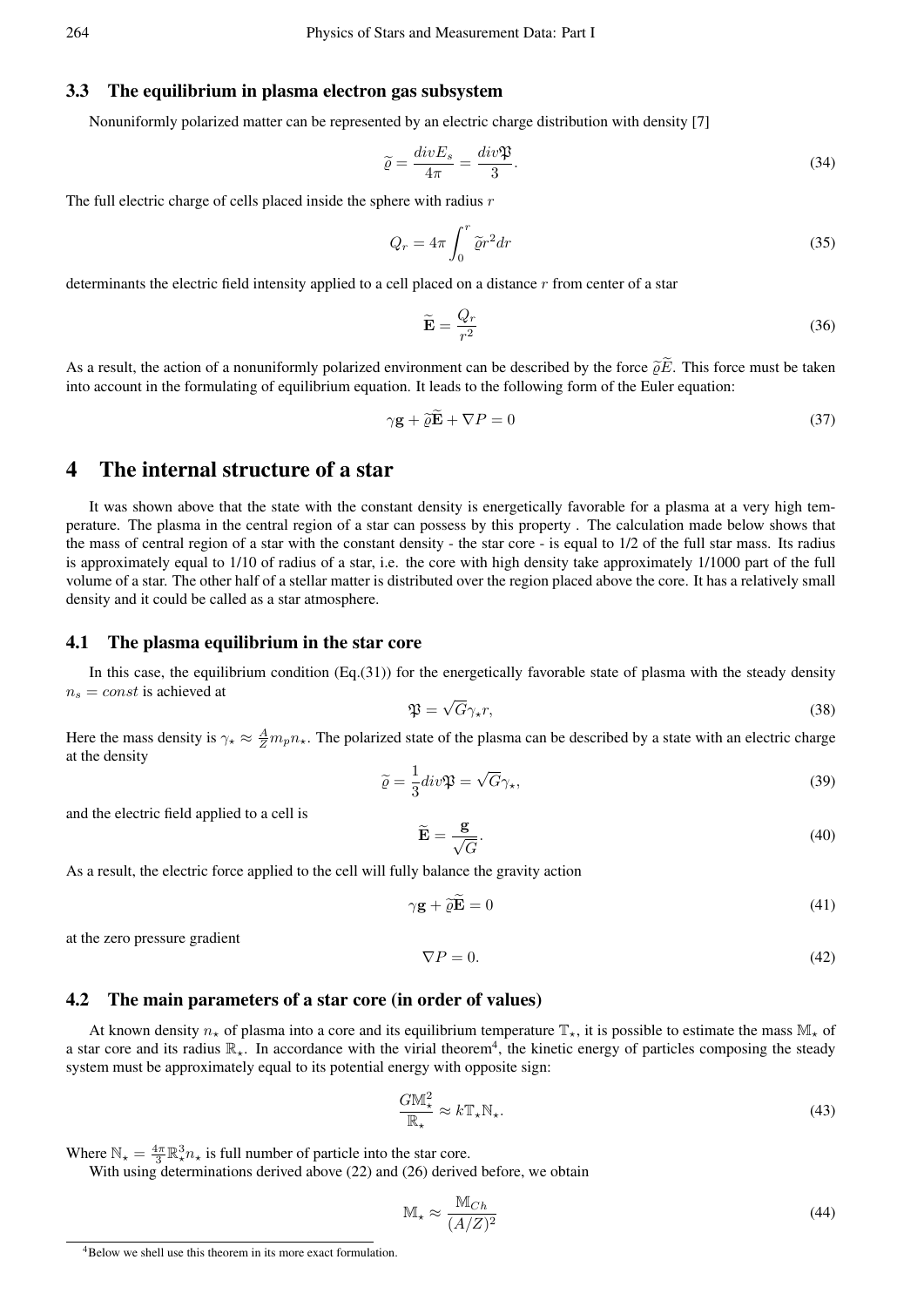### 3.3 The equilibrium in plasma electron gas subsystem

Nonuniformly polarized matter can be represented by an electric charge distribution with density [7]

$$\widetilde{\varrho} = \frac{divE_s}{4\pi} = \frac{div\mathfrak{P}}{3}. \tag{34}$$

The full electric charge of cells placed inside the sphere with radius $r$

$$Q_r = 4\pi \int_0^r \widetilde{\varrho} r^2 dr \tag{35}$$

determinants the electric field intensity applied to a cell placed on a distance $r$ from center of a star

$$\widetilde{\mathbf{E}} = \frac{Q_r}{r^2} \tag{36}$$

As a result, the action of a nonuniformly polarized environment can be described by the force $\widetilde{\varrho}\widetilde{E}$. This force must be taken into account in the formulating of equilibrium equation. It leads to the following form of the Euler equation:

$$\gamma \mathbf{g} + \widetilde{\varrho}\widetilde{\mathbf{E}} + \nabla P = 0 \tag{37}$$

## 4 The internal structure of a star

It was shown above that the state with the constant density is energetically favorable for a plasma at a very high temperature. The plasma in the central region of a star can possess by this property . The calculation made below shows that the mass of central region of a star with the constant density - the star core - is equal to 1/2 of the full star mass. Its radius is approximately equal to 1/10 of radius of a star, i.e. the core with high density take approximately 1/1000 part of the full volume of a star. The other half of a stellar matter is distributed over the region placed above the core. It has a relatively small density and it could be called as a star atmosphere.

### 4.1 The plasma equilibrium in the star core

In this case, the equilibrium condition (Eq.(31)) for the energetically favorable state of plasma with the steady density $n_s = const$ is achieved at

$$\mathfrak{P} = \sqrt{G}\gamma_\star r, \tag{38}$$

Here the mass density is $\gamma_\star \approx \frac{A}{Z} m_p n_\star$. The polarized state of the plasma can be described by a state with an electric charge at the density

$$\widetilde{\varrho} = \frac{1}{3} div\mathfrak{P} = \sqrt{G}\gamma_\star, \tag{39}$$

and the electric field applied to a cell is

$$\widetilde{\mathbf{E}} = \frac{\mathbf{g}}{\sqrt{G}}. \tag{40}$$

As a result, the electric force applied to the cell will fully balance the gravity action

$$\gamma \mathbf{g} + \widetilde{\varrho}\widetilde{\mathbf{E}} = 0 \tag{41}$$

at the zero pressure gradient

$$\nabla P = 0. \tag{42}$$

### 4.2 The main parameters of a star core (in order of values)

At known density $n_\star$ of plasma into a core and its equilibrium temperature $\mathbb{T}_\star$, it is possible to estimate the mass $\mathbb{M}_\star$ of a star core and its radius $\mathbb{R}_\star$. In accordance with the virial theorem[4], the kinetic energy of particles composing the steady system must be approximately equal to its potential energy with opposite sign:

$$\frac{G\mathbb{M}_\star^2}{\mathbb{R}_\star} \approx k\mathbb{T}_\star \mathbb{N}_\star. \tag{43}$$

Where $\mathbb{N}_\star = \frac{4\pi}{3}\mathbb{R}_\star^3 n_\star$ is full number of particle into the star core.

With using determinations derived above (22) and (26) derived before, we obtain

$$\mathbb{M}_\star \approx \frac{\mathbb{M}_{Ch}}{(A/Z)^2} \tag{44}$$

[4] Below we shell use this theorem in its more exact formulation.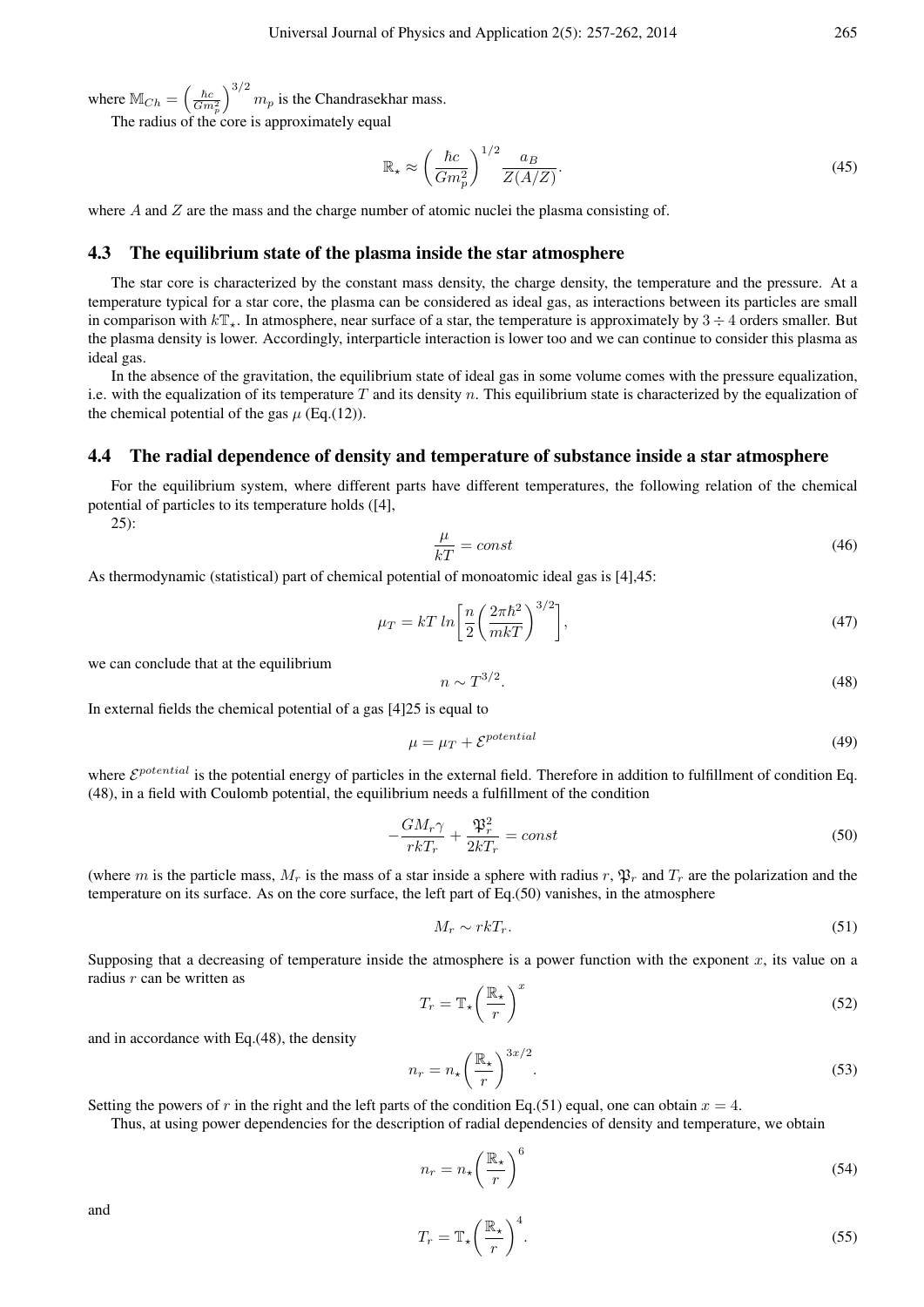where $\mathbb{M}_{Ch} = \left(\frac{\hbar c}{G m_p^2}\right)^{3/2} m_p$ is the Chandrasekhar mass.

The radius of the core is approximately equal

$$\mathbb{R}_\star \approx \left(\frac{\hbar c}{G m_p^2}\right)^{1/2} \frac{a_B}{Z(A/Z)}. \tag{45}$$

where $A$ and $Z$ are the mass and the charge number of atomic nuclei the plasma consisting of.

## 4.3 The equilibrium state of the plasma inside the star atmosphere

The star core is characterized by the constant mass density, the charge density, the temperature and the pressure. At a temperature typical for a star core, the plasma can be considered as ideal gas, as interactions between its particles are small in comparison with $k\mathbb{T}_\star$. In atmosphere, near surface of a star, the temperature is approximately by $3 \div 4$ orders smaller. But the plasma density is lower. Accordingly, interparticle interaction is lower too and we can continue to consider this plasma as ideal gas.

In the absence of the gravitation, the equilibrium state of ideal gas in some volume comes with the pressure equalization, i.e. with the equalization of its temperature $T$ and its density $n$. This equilibrium state is characterized by the equalization of the chemical potential of the gas $\mu$ (Eq.(12)).

## 4.4 The radial dependence of density and temperature of substance inside a star atmosphere

For the equilibrium system, where different parts have different temperatures, the following relation of the chemical potential of particles to its temperature holds ([4], 25):

$$\frac{\mu}{kT} = const \tag{46}$$

As thermodynamic (statistical) part of chemical potential of monoatomic ideal gas is [4],45:

$$\mu_T = kT\, ln\left[\frac{n}{2}\left(\frac{2\pi\hbar^2}{mkT}\right)^{3/2}\right], \tag{47}$$

we can conclude that at the equilibrium

$$n \sim T^{3/2}. \tag{48}$$

In external fields the chemical potential of a gas [4]25 is equal to

$$\mu = \mu_T + \mathcal{E}^{potential} \tag{49}$$

where $\mathcal{E}^{potential}$ is the potential energy of particles in the external field. Therefore in addition to fulfillment of condition Eq. (48), in a field with Coulomb potential, the equilibrium needs a fulfillment of the condition

$$-\frac{GM_r\gamma}{rkT_r} + \frac{\mathfrak{P}_r^2}{2kT_r} = const \tag{50}$$

(where $m$ is the particle mass, $M_r$ is the mass of a star inside a sphere with radius $r$, $\mathfrak{P}_r$ and $T_r$ are the polarization and the temperature on its surface. As on the core surface, the left part of Eq.(50) vanishes, in the atmosphere

$$M_r \sim rkT_r. \tag{51}$$

Supposing that a decreasing of temperature inside the atmosphere is a power function with the exponent $x$, its value on a radius $r$ can be written as

$$T_r = \mathbb{T}_\star\left(\frac{\mathbb{R}_\star}{r}\right)^x \tag{52}$$

and in accordance with Eq.(48), the density

$$n_r = n_\star\left(\frac{\mathbb{R}_\star}{r}\right)^{3x/2}. \tag{53}$$

Setting the powers of $r$ in the right and the left parts of the condition Eq.(51) equal, one can obtain $x = 4$.

Thus, at using power dependencies for the description of radial dependencies of density and temperature, we obtain

$$n_r = n_\star\left(\frac{\mathbb{R}_\star}{r}\right)^6 \tag{54}$$

and

$$T_r = \mathbb{T}_\star\left(\frac{\mathbb{R}_\star}{r}\right)^4. \tag{55}$$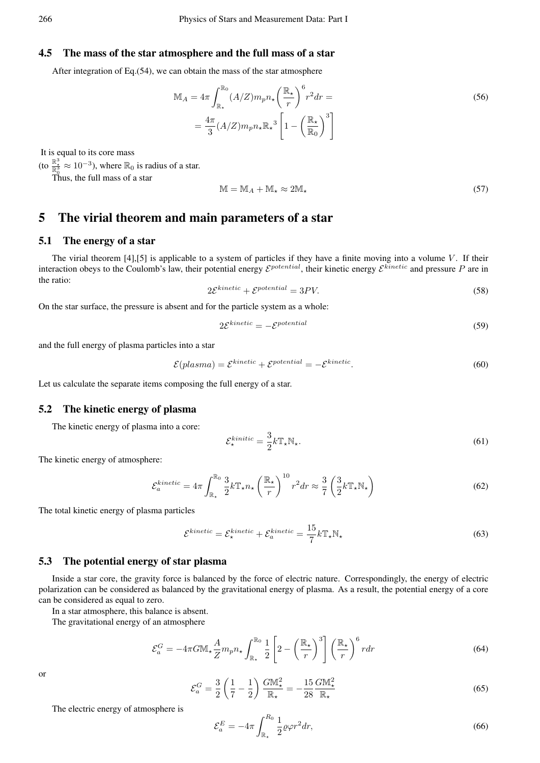### 4.5 The mass of the star atmosphere and the full mass of a star

After integration of Eq.(54), we can obtain the mass of the star atmosphere

$$\mathbb{M}_A = 4\pi \int_{\mathbb{R}_\star}^{\mathbb{R}_0} (A/Z) m_p n_\star \left(\frac{\mathbb{R}_\star}{r}\right)^6 r^2 dr = \tag{56}$$

$$= \frac{4\pi}{3}(A/Z) m_p n_\star {\mathbb{R}_\star}^3 \left[1 - \left(\frac{\mathbb{R}_\star}{\mathbb{R}_0}\right)^3\right]$$

It is equal to its core mass

(to $\frac{\mathbb{R}_\star^3}{\mathbb{R}_0^3} \approx 10^{-3}$), where $\mathbb{R}_0$ is radius of a star.

Thus, the full mass of a star

$$\mathbb{M} = \mathbb{M}_A + \mathbb{M}_\star \approx 2\mathbb{M}_\star \tag{57}$$

## 5 The virial theorem and main parameters of a star

### 5.1 The energy of a star

The virial theorem [4],[5] is applicable to a system of particles if they have a finite moving into a volume $V$. If their interaction obeys to the Coulomb's law, their potential energy $\mathcal{E}^{potential}$, their kinetic energy $\mathcal{E}^{kinetic}$ and pressure $P$ are in the ratio:

$$2\mathcal{E}^{kinetic} + \mathcal{E}^{potential} = 3PV. \tag{58}$$

On the star surface, the pressure is absent and for the particle system as a whole:

$$2\mathcal{E}^{kinetic} = -\mathcal{E}^{potential} \tag{59}$$

and the full energy of plasma particles into a star

$$\mathcal{E}(plasma) = \mathcal{E}^{kinetic} + \mathcal{E}^{potential} = -\mathcal{E}^{kinetic}. \tag{60}$$

Let us calculate the separate items composing the full energy of a star.

### 5.2 The kinetic energy of plasma

The kinetic energy of plasma into a core:

$$\mathcal{E}_\star^{kinitic} = \frac{3}{2} k \mathbb{T}_\star \mathbb{N}_\star. \tag{61}$$

The kinetic energy of atmosphere:

$$\mathcal{E}_a^{kinetic} = 4\pi \int_{\mathbb{R}_\star}^{\mathbb{R}_0} \frac{3}{2} k \mathbb{T}_\star n_\star \left(\frac{\mathbb{R}_\star}{r}\right)^{10} r^2 dr \approx \frac{3}{7}\left(\frac{3}{2} k \mathbb{T}_\star \mathbb{N}_\star\right) \tag{62}$$

The total kinetic energy of plasma particles

$$\mathcal{E}^{kinetic} = \mathcal{E}_\star^{kinetic} + \mathcal{E}_a^{kinetic} = \frac{15}{7} k \mathbb{T}_\star \mathbb{N}_\star \tag{63}$$

### 5.3 The potential energy of star plasma

Inside a star core, the gravity force is balanced by the force of electric nature. Correspondingly, the energy of electric polarization can be considered as balanced by the gravitational energy of plasma. As a result, the potential energy of a core can be considered as equal to zero.

In a star atmosphere, this balance is absent.

The gravitational energy of an atmosphere

$$\mathcal{E}_a^G = -4\pi G \mathbb{M}_\star \frac{A}{Z} m_p n_\star \int_{\mathbb{R}_\star}^{\mathbb{R}_0} \frac{1}{2}\left[2 - \left(\frac{\mathbb{R}_\star}{r}\right)^3\right] \left(\frac{\mathbb{R}_\star}{r}\right)^6 r dr \tag{64}$$

or

$$\mathcal{E}_a^G = \frac{3}{2}\left(\frac{1}{7} - \frac{1}{2}\right) \frac{G\mathbb{M}_\star^2}{\mathbb{R}_\star} = -\frac{15}{28} \frac{G\mathbb{M}_\star^2}{\mathbb{R}_\star} \tag{65}$$

The electric energy of atmosphere is

$$\mathcal{E}_a^E = -4\pi \int_{\mathbb{R}_\star}^{R_0} \frac{1}{2} \varrho \varphi r^2 dr, \tag{66}$$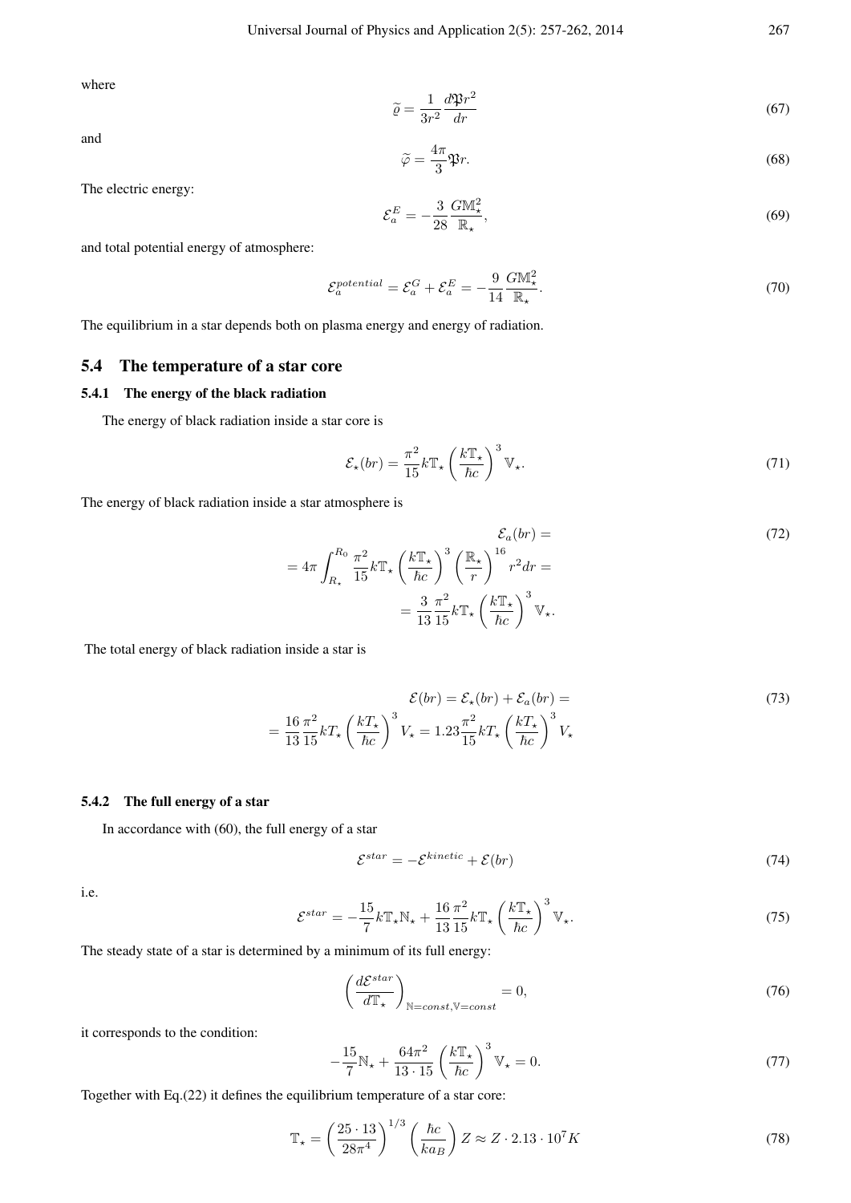where

$$\widetilde{\varrho} = \frac{1}{3r^2}\frac{d\mathfrak{P}r^2}{dr} \tag{67}$$

and

$$\widetilde{\varphi} = \frac{4\pi}{3}\mathfrak{P}r. \tag{68}$$

The electric energy:

$$\mathcal{E}_a^E = -\frac{3}{28}\frac{G\mathbb{M}_\star^2}{\mathbb{R}_\star}, \tag{69}$$

and total potential energy of atmosphere:

$$\mathcal{E}_a^{potential} = \mathcal{E}_a^G + \mathcal{E}_a^E = -\frac{9}{14}\frac{G\mathbb{M}_\star^2}{\mathbb{R}_\star}. \tag{70}$$

The equilibrium in a star depends both on plasma energy and energy of radiation.

## 5.4 The temperature of a star core

### 5.4.1 The energy of the black radiation

The energy of black radiation inside a star core is

$$\mathcal{E}_\star(br) = \frac{\pi^2}{15}k\mathbb{T}_\star\left(\frac{k\mathbb{T}_\star}{\hbar c}\right)^3\mathbb{V}_\star. \tag{71}$$

The energy of black radiation inside a star atmosphere is

$$\mathcal{E}_a(br) = = 4\pi\int_{R_\star}^{R_0}\frac{\pi^2}{15}k\mathbb{T}_\star\left(\frac{k\mathbb{T}_\star}{\hbar c}\right)^3\left(\frac{\mathbb{R}_\star}{r}\right)^{16}r^2dr = = \frac{3}{13}\frac{\pi^2}{15}k\mathbb{T}_\star\left(\frac{k\mathbb{T}_\star}{\hbar c}\right)^3\mathbb{V}_\star. \tag{72}$$

The total energy of black radiation inside a star is

$$\mathcal{E}(br) = \mathcal{E}_\star(br) + \mathcal{E}_a(br) = = \frac{16}{13}\frac{\pi^2}{15}kT_\star\left(\frac{kT_\star}{\hbar c}\right)^3V_\star = 1.23\frac{\pi^2}{15}kT_\star\left(\frac{kT_\star}{\hbar c}\right)^3V_\star \tag{73}$$

### 5.4.2 The full energy of a star

In accordance with (60), the full energy of a star

$$\mathcal{E}^{star} = -\mathcal{E}^{kinetic} + \mathcal{E}(br) \tag{74}$$

i.e.

$$\mathcal{E}^{star} = -\frac{15}{7}k\mathbb{T}_\star\mathbb{N}_\star + \frac{16}{13}\frac{\pi^2}{15}k\mathbb{T}_\star\left(\frac{k\mathbb{T}_\star}{\hbar c}\right)^3\mathbb{V}_\star. \tag{75}$$

The steady state of a star is determined by a minimum of its full energy:

$$\left(\frac{d\mathcal{E}^{star}}{d\mathbb{T}_\star}\right)_{\mathbb{N}=const,\mathbb{V}=const} = 0, \tag{76}$$

it corresponds to the condition:

$$-\frac{15}{7}\mathbb{N}_\star + \frac{64\pi^2}{13\cdot 15}\left(\frac{k\mathbb{T}_\star}{\hbar c}\right)^3\mathbb{V}_\star = 0. \tag{77}$$

Together with Eq.(22) it defines the equilibrium temperature of a star core:

$$\mathbb{T}_\star = \left(\frac{25\cdot 13}{28\pi^4}\right)^{1/3}\left(\frac{\hbar c}{ka_B}\right)Z \approx Z\cdot 2.13\cdot 10^7 K \tag{78}$$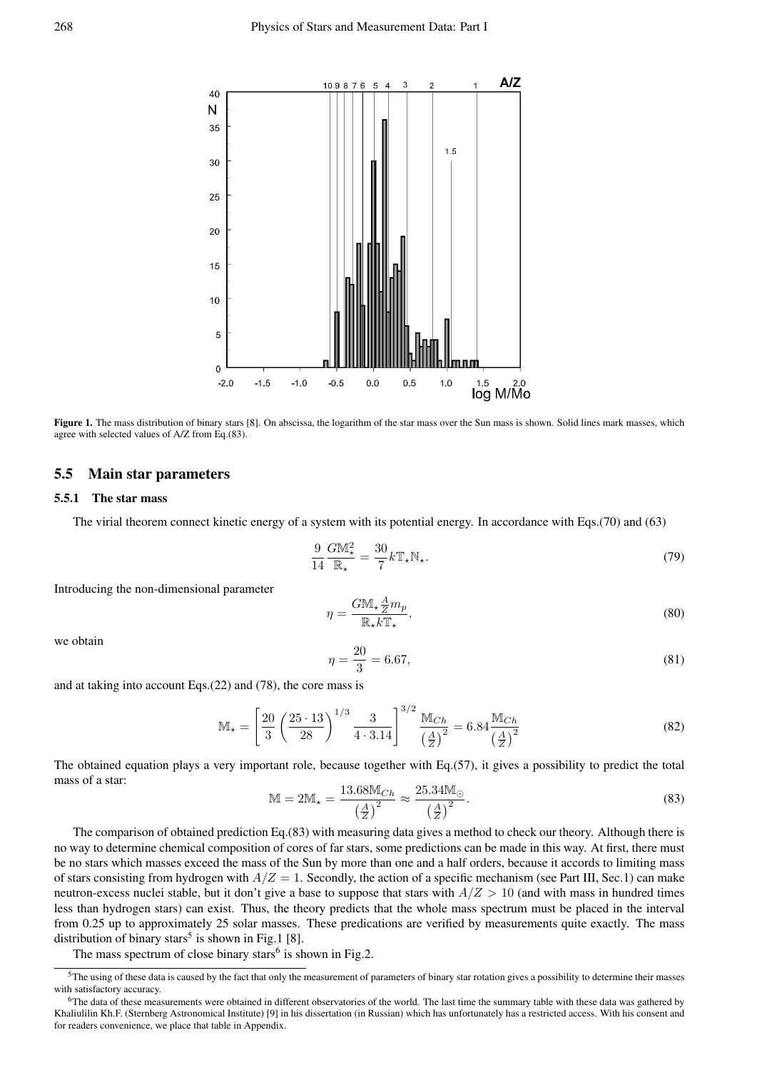**Figure 1.** The mass distribution of binary stars [8]. On abscissa, the logarithm of the star mass over the Sun mass is shown. Solid lines mark masses, which agree with selected values of A/Z from Eq.(83).

### 5.5 Main star parameters

#### 5.5.1 The star mass

The virial theorem connect kinetic energy of a system with its potential energy. In accordance with Eqs.(70) and (63)

$$\frac{9}{14}\frac{G\mathbb{M}_\star^2}{\mathbb{R}_\star} = \frac{30}{7}k\mathbb{T}_\star\mathbb{N}_\star. \tag{79}$$

Introducing the non-dimensional parameter

$$\eta = \frac{G\mathbb{M}_\star\frac{A}{Z}m_p}{\mathbb{R}_\star k\mathbb{T}_\star}, \tag{80}$$

we obtain

$$\eta = \frac{20}{3} = 6.67, \tag{81}$$

and at taking into account Eqs.(22) and (78), the core mass is

$$\mathbb{M}_\star = \left[\frac{20}{3}\left(\frac{25\cdot 13}{28}\right)^{1/3}\frac{3}{4\cdot 3.14}\right]^{3/2}\frac{\mathbb{M}_{Ch}}{\left(\frac{A}{Z}\right)^2} = 6.84\frac{\mathbb{M}_{Ch}}{\left(\frac{A}{Z}\right)^2} \tag{82}$$

The obtained equation plays a very important role, because together with Eq.(57), it gives a possibility to predict the total mass of a star:

$$\mathbb{M} = 2\mathbb{M}_\star = \frac{13.68\mathbb{M}_{Ch}}{\left(\frac{A}{Z}\right)^2} \approx \frac{25.34\mathbb{M}_\odot}{\left(\frac{A}{Z}\right)^2}. \tag{83}$$

The comparison of obtained prediction Eq.(83) with measuring data gives a method to check our theory. Although there is no way to determine chemical composition of cores of far stars, some predictions can be made in this way. At first, there must be no stars which masses exceed the mass of the Sun by more than one and a half orders, because it accords to limiting mass of stars consisting from hydrogen with $A/Z = 1$. Secondly, the action of a specific mechanism (see Part III, Sec.1) can make neutron-excess nuclei stable, but it don't give a base to suppose that stars with $A/Z > 10$ (and with mass in hundred times less than hydrogen stars) can exist. Thus, the theory predicts that the whole mass spectrum must be placed in the interval from 0.25 up to approximately 25 solar masses. These predications are verified by measurements quite exactly. The mass distribution of binary stars[5] is shown in Fig.1 [8].

The mass spectrum of close binary stars[6] is shown in Fig.2.

[5] The using of these data is caused by the fact that only the measurement of parameters of binary star rotation gives a possibility to determine their masses with satisfactory accuracy.

[6] The data of these measurements were obtained in different observatories of the world. The last time the summary table with these data was gathered by Khaliulilin Kh.F. (Sternberg Astronomical Institute) [9] in his dissertation (in Russian) which has unfortunately has a restricted access. With his consent and for readers convenience, we place that table in Appendix.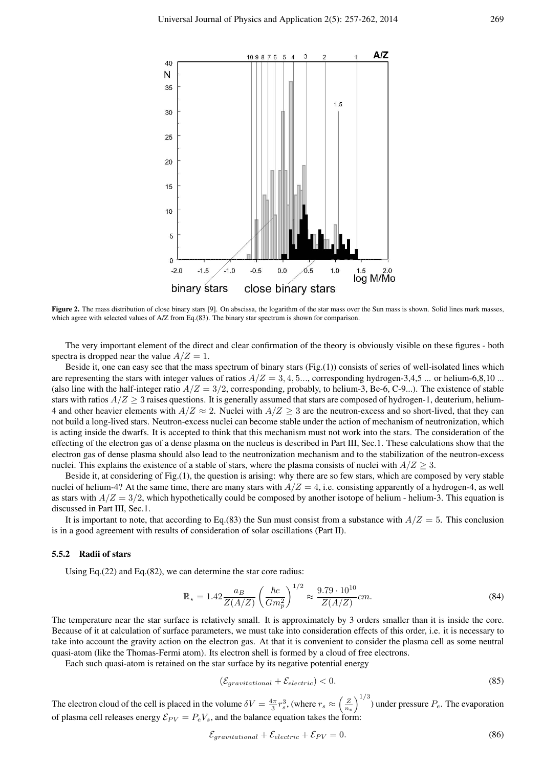Figure 2. The mass distribution of close binary stars [9]. On abscissa, the logarithm of the star mass over the Sun mass is shown. Solid lines mark masses, which agree with selected values of A/Z from Eq.(83). The binary star spectrum is shown for comparison.

The very important element of the direct and clear confirmation of the theory is obviously visible on these figures - both spectra is dropped near the value $A/Z = 1$.

Beside it, one can easy see that the mass spectrum of binary stars (Fig.(1)) consists of series of well-isolated lines which are representing the stars with integer values of ratios $A/Z = 3, 4, 5...$, corresponding hydrogen-3,4,5 ... or helium-6,8,10 ... (also line with the half-integer ratio $A/Z = 3/2$, corresponding, probably, to helium-3, Be-6, C-9...). The existence of stable stars with ratios $A/Z \geq 3$ raises questions. It is generally assumed that stars are composed of hydrogen-1, deuterium, helium-4 and other heavier elements with $A/Z \approx 2$. Nuclei with $A/Z \geq 3$ are the neutron-excess and so short-lived, that they can not build a long-lived stars. Neutron-excess nuclei can become stable under the action of mechanism of neutronization, which is acting inside the dwarfs. It is accepted to think that this mechanism must not work into the stars. The consideration of the effecting of the electron gas of a dense plasma on the nucleus is described in Part III, Sec.1. These calculations show that the electron gas of dense plasma should also lead to the neutronization mechanism and to the stabilization of the neutron-excess nuclei. This explains the existence of a stable of stars, where the plasma consists of nuclei with $A/Z \geq 3$.

Beside it, at considering of Fig.(1), the question is arising: why there are so few stars, which are composed by very stable nuclei of helium-4? At the same time, there are many stars with $A/Z = 4$, i.e. consisting apparently of a hydrogen-4, as well as stars with $A/Z = 3/2$, which hypothetically could be composed by another isotope of helium - helium-3. This equation is discussed in Part III, Sec.1.

It is important to note, that according to Eq.(83) the Sun must consist from a substance with $A/Z = 5$. This conclusion is in a good agreement with results of consideration of solar oscillations (Part II).

### 5.5.2 Radii of stars

Using Eq.(22) and Eq.(82), we can determine the star core radius:

$$\mathbb{R}_\star = 1.42 \frac{a_B}{Z(A/Z)} \left(\frac{\hbar c}{G m_p^2}\right)^{1/2} \approx \frac{9.79 \cdot 10^{10}}{Z(A/Z)} cm. \tag{84}$$

The temperature near the star surface is relatively small. It is approximately by 3 orders smaller than it is inside the core. Because of it at calculation of surface parameters, we must take into consideration effects of this order, i.e. it is necessary to take into account the gravity action on the electron gas. At that it is convenient to consider the plasma cell as some neutral quasi-atom (like the Thomas-Fermi atom). Its electron shell is formed by a cloud of free electrons.

Each such quasi-atom is retained on the star surface by its negative potential energy

$$(\mathcal{E}_{gravitational} + \mathcal{E}_{electric}) < 0. \tag{85}$$

The electron cloud of the cell is placed in the volume $\delta V = \frac{4\pi}{3} r_s^3$, (where $r_s \approx \left(\frac{Z}{n_e}\right)^{1/3}$) under pressure $P_e$. The evaporation of plasma cell releases energy $\mathcal{E}_{PV} = P_e V_s$, and the balance equation takes the form:

$$\mathcal{E}_{gravitational} + \mathcal{E}_{electric} + \mathcal{E}_{PV} = 0. \tag{86}$$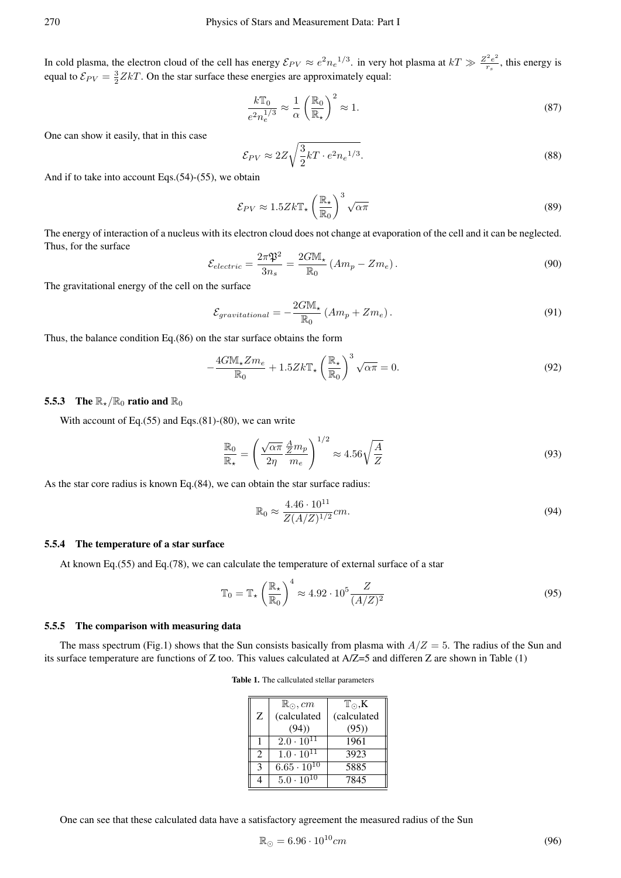In cold plasma, the electron cloud of the cell has energy $\mathcal{E}_{PV} \approx e^2 {n_e}^{1/3}$. in very hot plasma at $kT \gg \frac{Z^2 e^2}{r_s}$, this energy is equal to $\mathcal{E}_{PV} = \frac{3}{2} ZkT$. On the star surface these energies are approximately equal:

$$\frac{k\mathbb{T}_0}{e^2 n_e^{1/3}} \approx \frac{1}{\alpha}\left(\frac{\mathbb{R}_0}{\mathbb{R}_\star}\right)^2 \approx 1. \tag{87}$$

One can show it easily, that in this case

$$\mathcal{E}_{PV} \approx 2Z\sqrt{\frac{3}{2}kT \cdot e^2 {n_e}^{1/3}}. \tag{88}$$

And if to take into account Eqs.(54)-(55), we obtain

$$\mathcal{E}_{PV} \approx 1.5 Zk\mathbb{T}_\star \left(\frac{\mathbb{R}_\star}{\mathbb{R}_0}\right)^3 \sqrt{\alpha\pi} \tag{89}$$

The energy of interaction of a nucleus with its electron cloud does not change at evaporation of the cell and it can be neglected. Thus, for the surface

$$\mathcal{E}_{electric} = \frac{2\pi\mathfrak{P}^2}{3n_s} = \frac{2G\mathbb{M}_\star}{\mathbb{R}_0}\left(Am_p - Zm_e\right). \tag{90}$$

The gravitational energy of the cell on the surface

$$\mathcal{E}_{gravitational} = -\frac{2G\mathbb{M}_\star}{\mathbb{R}_0}\left(Am_p + Zm_e\right). \tag{91}$$

Thus, the balance condition Eq.(86) on the star surface obtains the form

$$-\frac{4G\mathbb{M}_\star Zm_e}{\mathbb{R}_0} + 1.5Zk\mathbb{T}_\star\left(\frac{\mathbb{R}_\star}{\mathbb{R}_0}\right)^3 \sqrt{\alpha\pi} = 0. \tag{92}$$

### 5.5.3 The $\mathbb{R}_\star/\mathbb{R}_0$ ratio and $\mathbb{R}_0$

With account of Eq.(55) and Eqs.(81)-(80), we can write

$$\frac{\mathbb{R}_0}{\mathbb{R}_\star} = \left(\frac{\sqrt{\alpha\pi}}{2\eta}\frac{\frac{A}{Z}m_p}{m_e}\right)^{1/2} \approx 4.56\sqrt{\frac{A}{Z}} \tag{93}$$

As the star core radius is known Eq.(84), we can obtain the star surface radius:

$$\mathbb{R}_0 \approx \frac{4.46 \cdot 10^{11}}{Z(A/Z)^{1/2}} cm. \tag{94}$$

### 5.5.4 The temperature of a star surface

At known Eq.(55) and Eq.(78), we can calculate the temperature of external surface of a star

$$\mathbb{T}_0 = \mathbb{T}_\star\left(\frac{\mathbb{R}_\star}{\mathbb{R}_0}\right)^4 \approx 4.92 \cdot 10^5 \frac{Z}{(A/Z)^2} \tag{95}$$

### 5.5.5 The comparison with measuring data

The mass spectrum (Fig.1) shows that the Sun consists basically from plasma with $A/Z = 5$. The radius of the Sun and its surface temperature are functions of Z too. This values calculated at A/Z=5 and differen Z are shown in Table (1)

**Table 1.** The callculated stellar parameters

| Z | $\mathbb{R}_\odot, cm$ (calculated (94)) | $\mathbb{T}_\odot$,K (calculated (95)) |
|---|---|---|
| 1 | $2.0 \cdot 10^{11}$ | 1961 |
| 2 | $1.0 \cdot 10^{11}$ | 3923 |
| 3 | $6.65 \cdot 10^{10}$ | 5885 |
| 4 | $5.0 \cdot 10^{10}$ | 7845 |

One can see that these calculated data have a satisfactory agreement the measured radius of the Sun

$$\mathbb{R}_\odot = 6.96 \cdot 10^{10} cm \tag{96}$$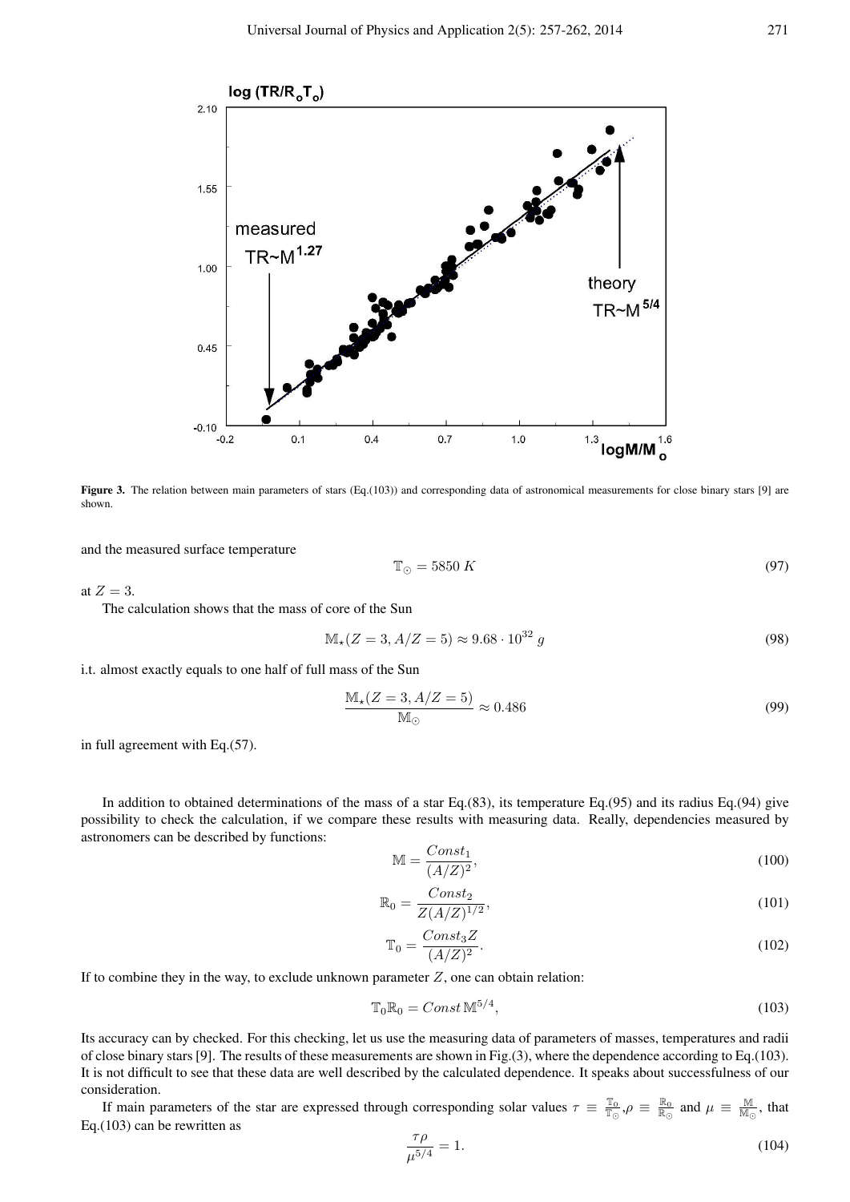**Figure 3.** The relation between main parameters of stars (Eq.(103)) and corresponding data of astronomical measurements for close binary stars [9] are shown.

and the measured surface temperature

$$\mathbb{T}_{\odot} = 5850\,K \tag{97}$$

at $Z = 3$.

The calculation shows that the mass of core of the Sun

$$\mathbb{M}_{\star}(Z = 3, A/Z = 5) \approx 9.68 \cdot 10^{32}\,g \tag{98}$$

i.t. almost exactly equals to one half of full mass of the Sun

$$\frac{\mathbb{M}_{\star}(Z = 3, A/Z = 5)}{\mathbb{M}_{\odot}} \approx 0.486 \tag{99}$$

in full agreement with Eq.(57).

In addition to obtained determinations of the mass of a star Eq.(83), its temperature Eq.(95) and its radius Eq.(94) give possibility to check the calculation, if we compare these results with measuring data. Really, dependencies measured by astronomers can be described by functions:

$$\mathbb{M} = \frac{Const_1}{(A/Z)^2}, \tag{100}$$

$$\mathbb{R}_0 = \frac{Const_2}{Z(A/Z)^{1/2}}, \tag{101}$$

$$\mathbb{T}_0 = \frac{Const_3 Z}{(A/Z)^2}. \tag{102}$$

If to combine they in the way, to exclude unknown parameter $Z$, one can obtain relation:

$$\mathbb{T}_0 \mathbb{R}_0 = Const\, \mathbb{M}^{5/4}, \tag{103}$$

Its accuracy can by checked. For this checking, let us use the measuring data of parameters of masses, temperatures and radii of close binary stars [9]. The results of these measurements are shown in Fig.(3), where the dependence according to Eq.(103). It is not difficult to see that these data are well described by the calculated dependence. It speaks about successfulness of our consideration.

If main parameters of the star are expressed through corresponding solar values $\tau \equiv \frac{\mathbb{T}_0}{\mathbb{T}_{\odot}}$, $\rho \equiv \frac{\mathbb{R}_0}{\mathbb{R}_{\odot}}$ and $\mu \equiv \frac{\mathbb{M}}{\mathbb{M}_{\odot}}$, that Eq.(103) can be rewritten as

$$\frac{\tau\rho}{\mu^{5/4}} = 1. \tag{104}$$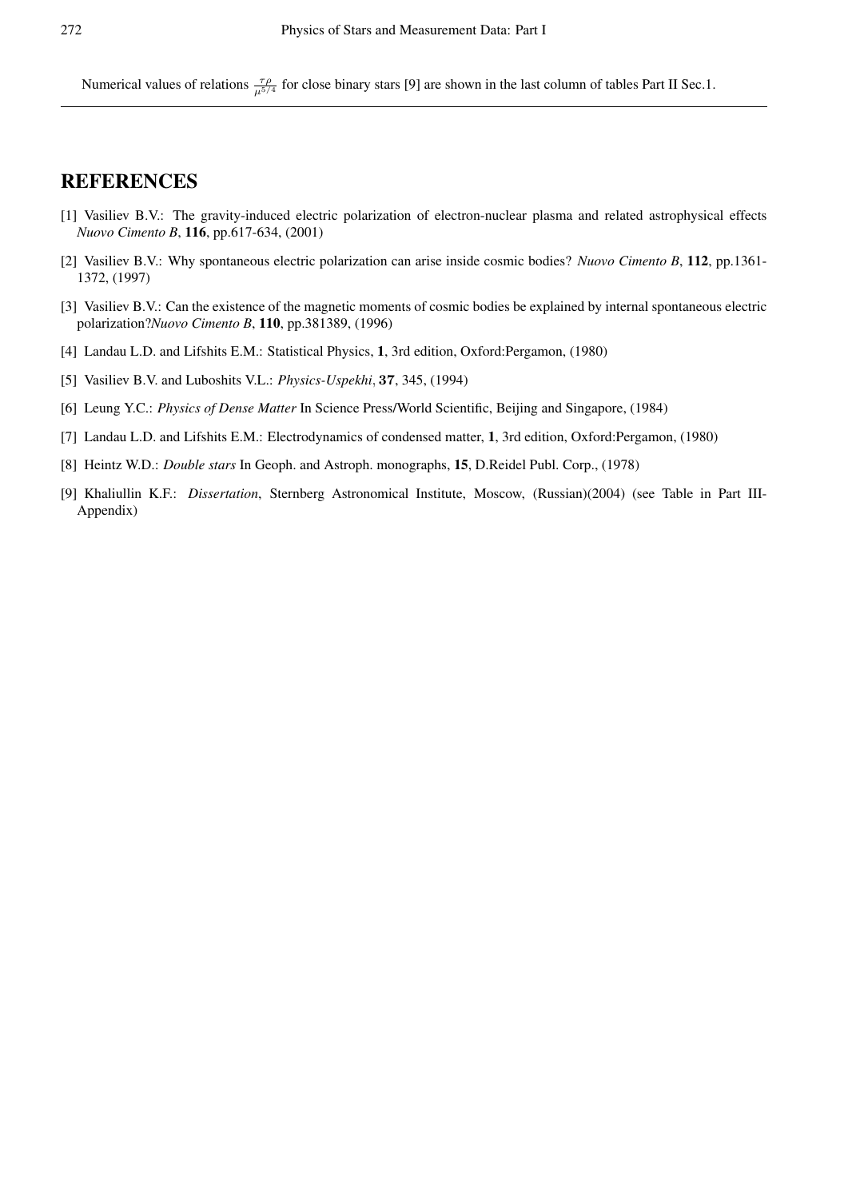Numerical values of relations $\frac{\tau\rho}{\mu^{5/4}}$ for close binary stars [9] are shown in the last column of tables Part II Sec.1.

---

## REFERENCES

[1] Vasiliev B.V.: The gravity-induced electric polarization of electron-nuclear plasma and related astrophysical effects *Nuovo Cimento B*, **116**, pp.617-634, (2001)

[2] Vasiliev B.V.: Why spontaneous electric polarization can arise inside cosmic bodies? *Nuovo Cimento B*, **112**, pp.1361-1372, (1997)

[3] Vasiliev B.V.: Can the existence of the magnetic moments of cosmic bodies be explained by internal spontaneous electric polarization?*Nuovo Cimento B*, **110**, pp.381389, (1996)

[4] Landau L.D. and Lifshits E.M.: Statistical Physics, **1**, 3rd edition, Oxford:Pergamon, (1980)

[5] Vasiliev B.V. and Luboshits V.L.: *Physics-Uspekhi*, **37**, 345, (1994)

[6] Leung Y.C.: *Physics of Dense Matter* In Science Press/World Scientific, Beijing and Singapore, (1984)

[7] Landau L.D. and Lifshits E.M.: Electrodynamics of condensed matter, **1**, 3rd edition, Oxford:Pergamon, (1980)

[8] Heintz W.D.: *Double stars* In Geoph. and Astroph. monographs, **15**, D.Reidel Publ. Corp., (1978)

[9] Khaliullin K.F.: *Dissertation*, Sternberg Astronomical Institute, Moscow, (Russian)(2004) (see Table in Part III-Appendix)